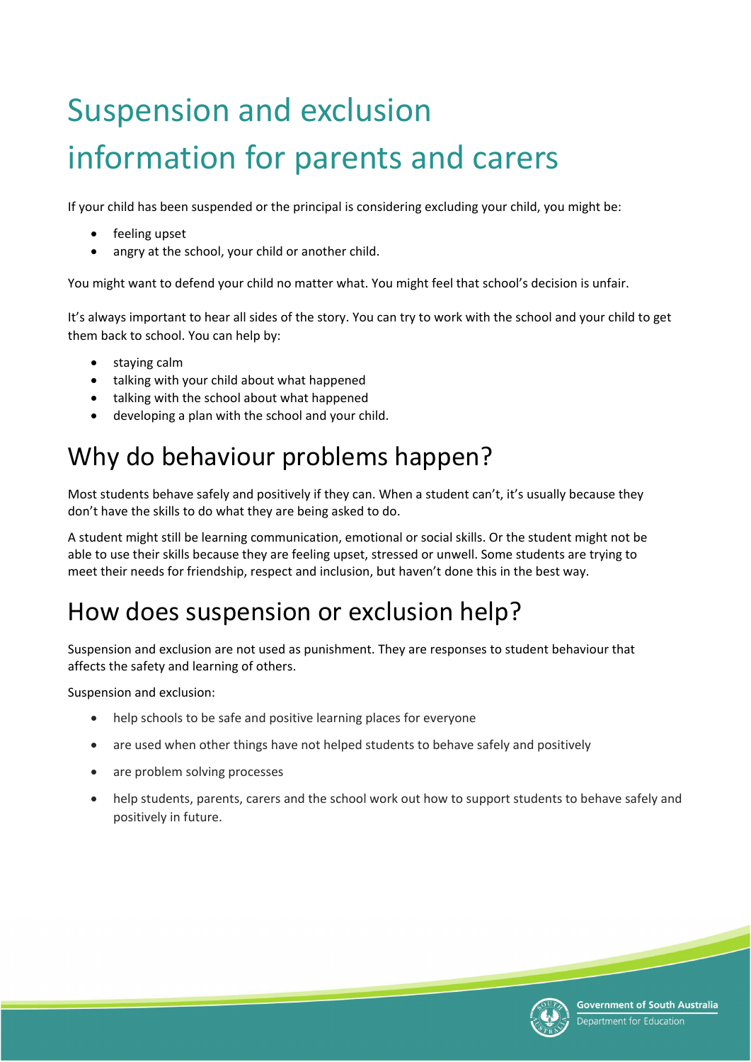# Suspension and exclusion information for parents and carers

If your child has been suspended or the principal is considering excluding your child, you might be:

- feeling upset
- angry at the school, your child or another child.

You might want to defend your child no matter what. You might feel that school's decision is unfair.

It's always important to hear all sides of the story. You can try to work with the school and your child to get them back to school. You can help by:

- staying calm
- talking with your child about what happened
- talking with the school about what happened
- developing a plan with the school and your child.

## Why do behaviour problems happen?

Most students behave safely and positively if they can. When a student can't, it's usually because they don't have the skills to do what they are being asked to do.

A student might still be learning communication, emotional or social skills. Or the student might not be able to use their skills because they are feeling upset, stressed or unwell. Some students are trying to meet their needs for friendship, respect and inclusion, but haven't done this in the best way.

## How does suspension or exclusion help?

Suspension and exclusion are not used as punishment. They are responses to student behaviour that affects the safety and learning of others.

Suspension and exclusion:

- help schools to be safe and positive learning places for everyone
- are used when other things have not helped students to behave safely and positively
- are problem solving processes
- help students, parents, carers and the school work out how to support students to behave safely and positively in future.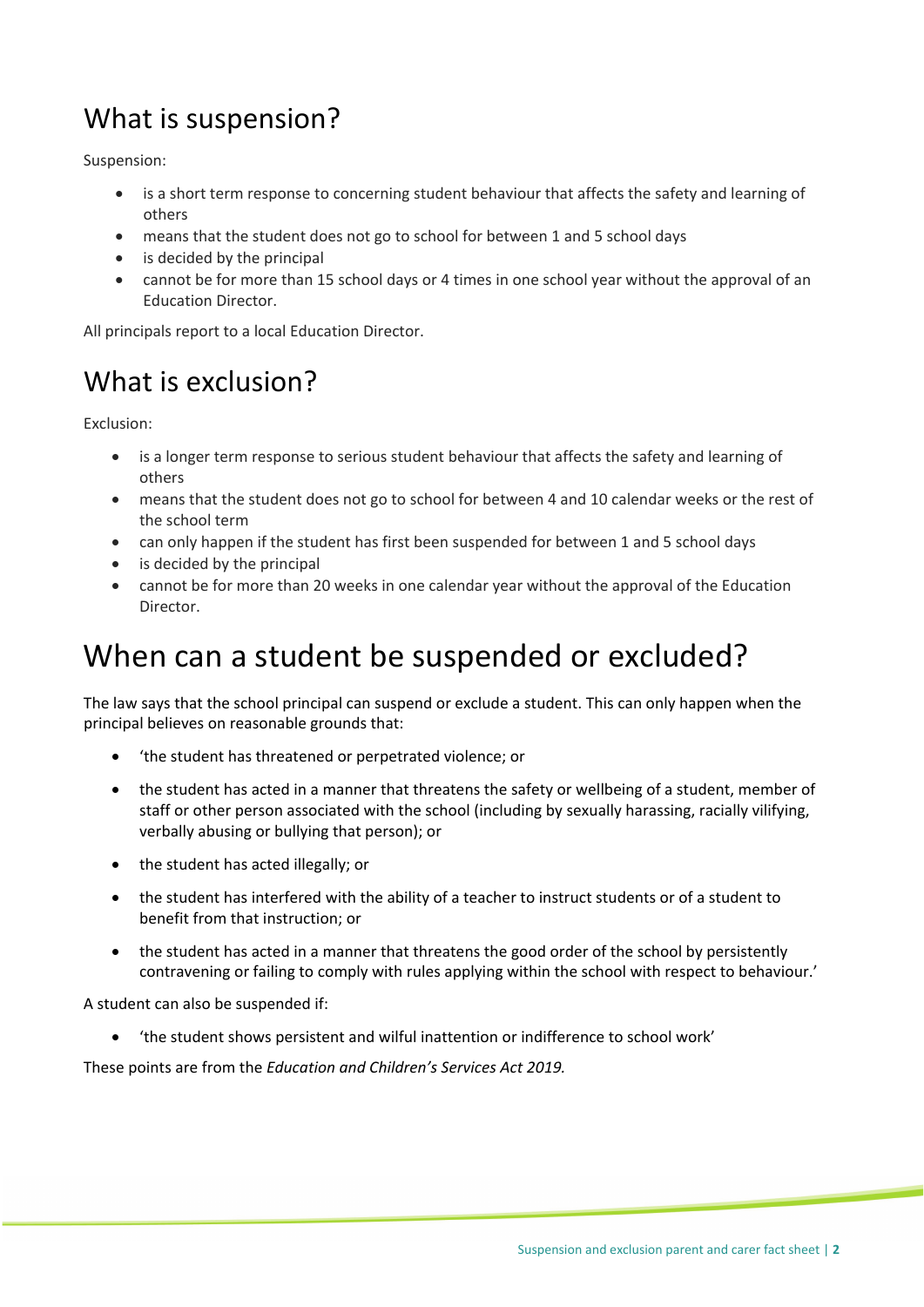## What is suspension?

Suspension:

- is a short term response to concerning student behaviour that affects the safety and learning of others
- means that the student does not go to school for between 1 and 5 school days
- is decided by the principal
- cannot be for more than 15 school days or 4 times in one school year without the approval of an Education Director.

All principals report to a local Education Director.

## What is exclusion?

Exclusion:

- is a longer term response to serious student behaviour that affects the safety and learning of others
- means that the student does not go to school for between 4 and 10 calendar weeks or the rest of the school term
- can only happen if the student has first been suspended for between 1 and 5 school days
- is decided by the principal
- cannot be for more than 20 weeks in one calendar year without the approval of the Education Director.

# When can a student be suspended or excluded?

The law says that the school principal can suspend or exclude a student. This can only happen when the principal believes on reasonable grounds that:

- 'the student has threatened or perpetrated violence; or
- the student has acted in a manner that threatens the safety or wellbeing of a student, member of staff or other person associated with the school (including by sexually harassing, racially vilifying, verbally abusing or bullying that person); or
- the student has acted illegally; or
- the student has interfered with the ability of a teacher to instruct students or of a student to benefit from that instruction; or
- the student has acted in a manner that threatens the good order of the school by persistently contravening or failing to comply with rules applying within the school with respect to behaviour.'

A student can also be suspended if:

- 'the student shows persistent and wilful inattention or indifference to school work'

These points are from the *Education and Children's Services Act 2019.*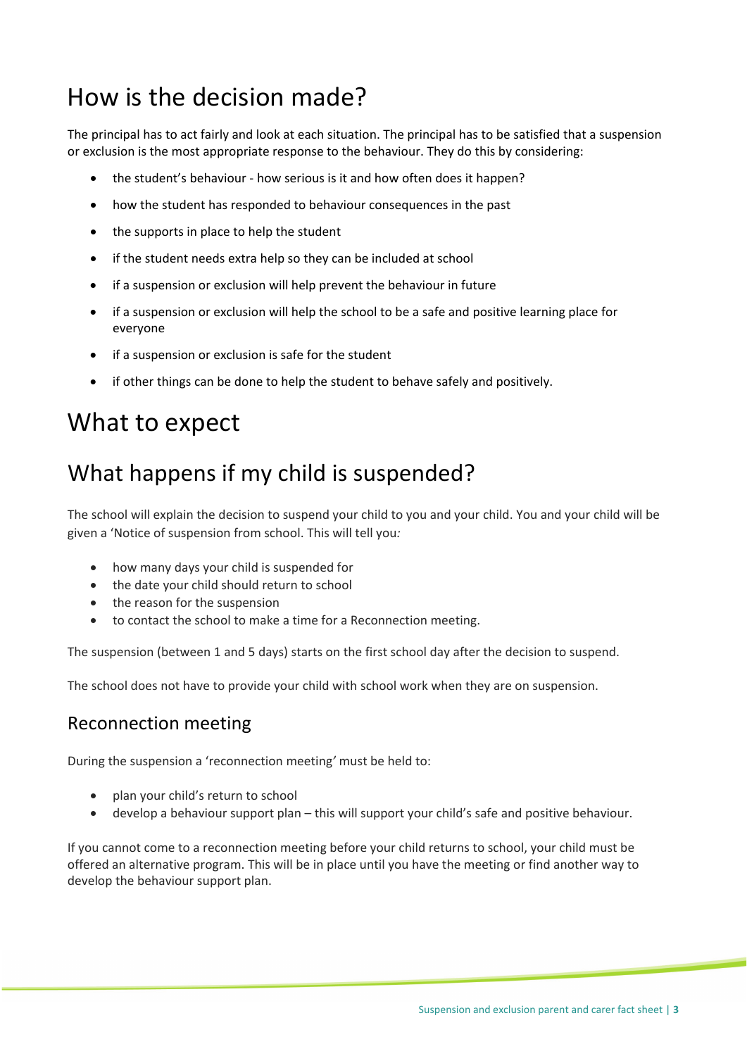# How is the decision made?

The principal has to act fairly and look at each situation. The principal has to be satisfied that a suspension or exclusion is the most appropriate response to the behaviour. They do this by considering:

- the student's behaviour - how serious is it and how often does it happen?
- how the student has responded to behaviour consequences in the past
- the supports in place to help the student
- if the student needs extra help so they can be included at school
- if a suspension or exclusion will help prevent the behaviour in future
- if a suspension or exclusion will help the school to be a safe and positive learning place for everyone
- if a suspension or exclusion is safe for the student
- if other things can be done to help the student to behave safely and positively.

# What to expect

# What happens if my child is suspended?

The school will explain the decision to suspend your child to you and your child. You and your child will be given a 'Notice of suspension from school. This will tell you*:*

- how many days your child is suspended for
- the date your child should return to school
- the reason for the suspension
- to contact the school to make a time for a Reconnection meeting.

The suspension (between 1 and 5 days) starts on the first school day after the decision to suspend.

The school does not have to provide your child with school work when they are on suspension.

## Reconnection meeting

During the suspension a 'reconnection meeting*'* must be held to:

- plan your child's return to school
- develop a behaviour support plan – this will support your child's safe and positive behaviour.

If you cannot come to a reconnection meeting before your child returns to school, your child must be offered an alternative program. This will be in place until you have the meeting or find another way to develop the behaviour support plan.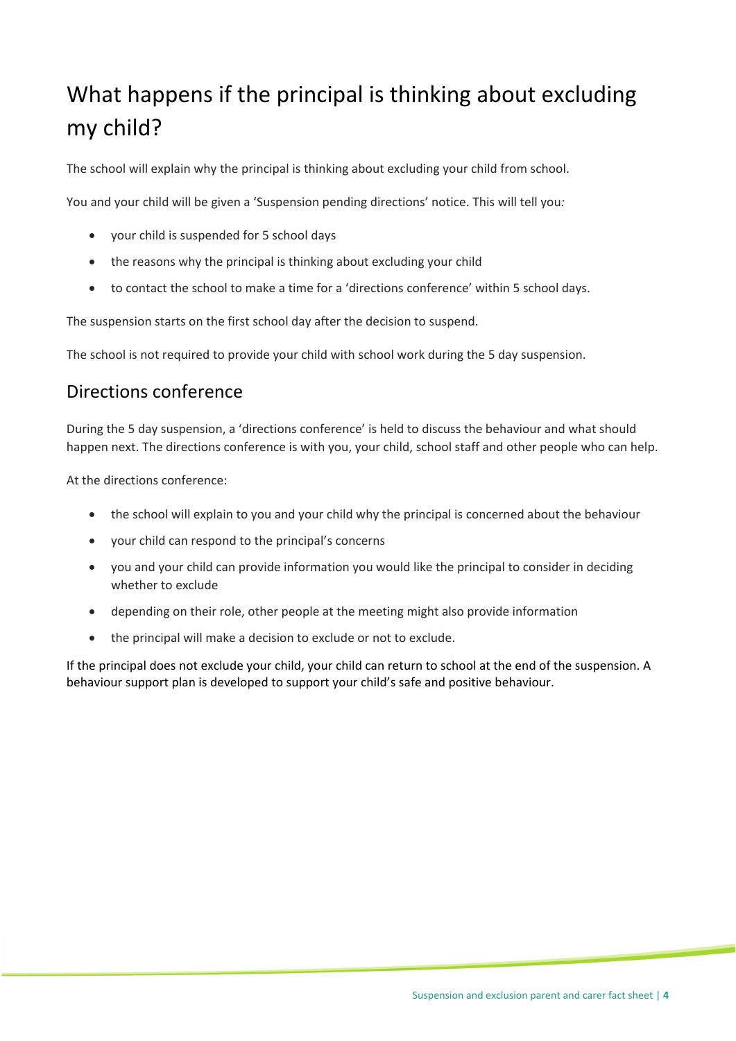# What happens if the principal is thinking about excluding my child?

The school will explain why the principal is thinking about excluding your child from school.

You and your child will be given a 'Suspension pending directions' notice. This will tell you*:*

- your child is suspended for 5 school days
- the reasons why the principal is thinking about excluding your child
- to contact the school to make a time for a 'directions conference' within 5 school days.

The suspension starts on the first school day after the decision to suspend.

The school is not required to provide your child with school work during the 5 day suspension.

## Directions conference

During the 5 day suspension, a 'directions conference' is held to discuss the behaviour and what should happen next. The directions conference is with you, your child, school staff and other people who can help.

At the directions conference:

- the school will explain to you and your child why the principal is concerned about the behaviour
- your child can respond to the principal's concerns
- you and your child can provide information you would like the principal to consider in deciding whether to exclude
- depending on their role, other people at the meeting might also provide information
- the principal will make a decision to exclude or not to exclude.

If the principal does not exclude your child, your child can return to school at the end of the suspension. A behaviour support plan is developed to support your child's safe and positive behaviour.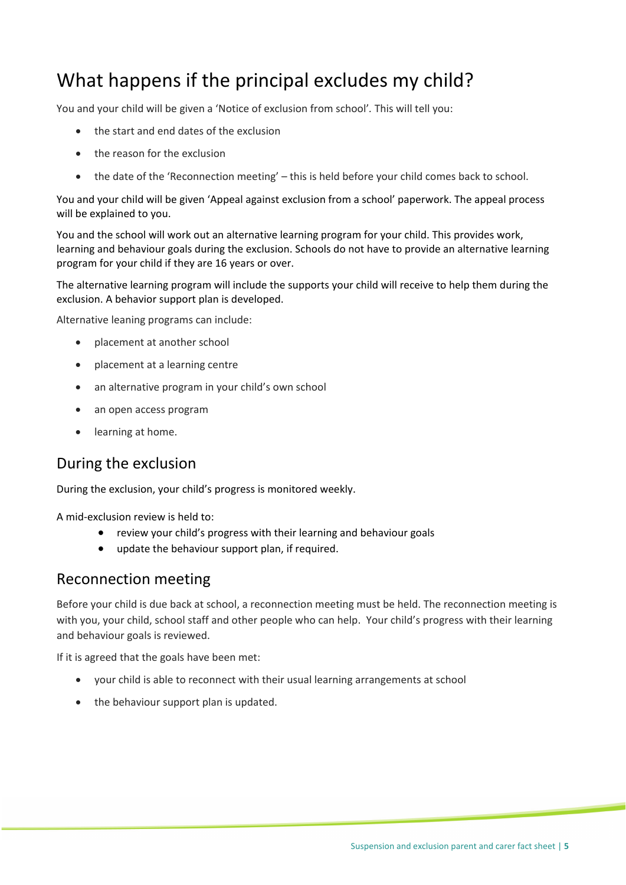# What happens if the principal excludes my child?

You and your child will be given a 'Notice of exclusion from school'. This will tell you:

- the start and end dates of the exclusion
- the reason for the exclusion
- the date of the 'Reconnection meeting' – this is held before your child comes back to school.

You and your child will be given 'Appeal against exclusion from a school' paperwork. The appeal process will be explained to you.

You and the school will work out an alternative learning program for your child. This provides work, learning and behaviour goals during the exclusion. Schools do not have to provide an alternative learning program for your child if they are 16 years or over.

The alternative learning program will include the supports your child will receive to help them during the exclusion. A behavior support plan is developed.

Alternative leaning programs can include:

- placement at another school
- placement at a learning centre
- an alternative program in your child's own school
- an open access program
- learning at home.

## During the exclusion

During the exclusion, your child's progress is monitored weekly.

A mid-exclusion review is held to:

- review your child's progress with their learning and behaviour goals
- update the behaviour support plan, if required.

## Reconnection meeting

Before your child is due back at school, a reconnection meeting must be held. The reconnection meeting is with you, your child, school staff and other people who can help. Your child's progress with their learning and behaviour goals is reviewed.

If it is agreed that the goals have been met:

- your child is able to reconnect with their usual learning arrangements at school
- the behaviour support plan is updated.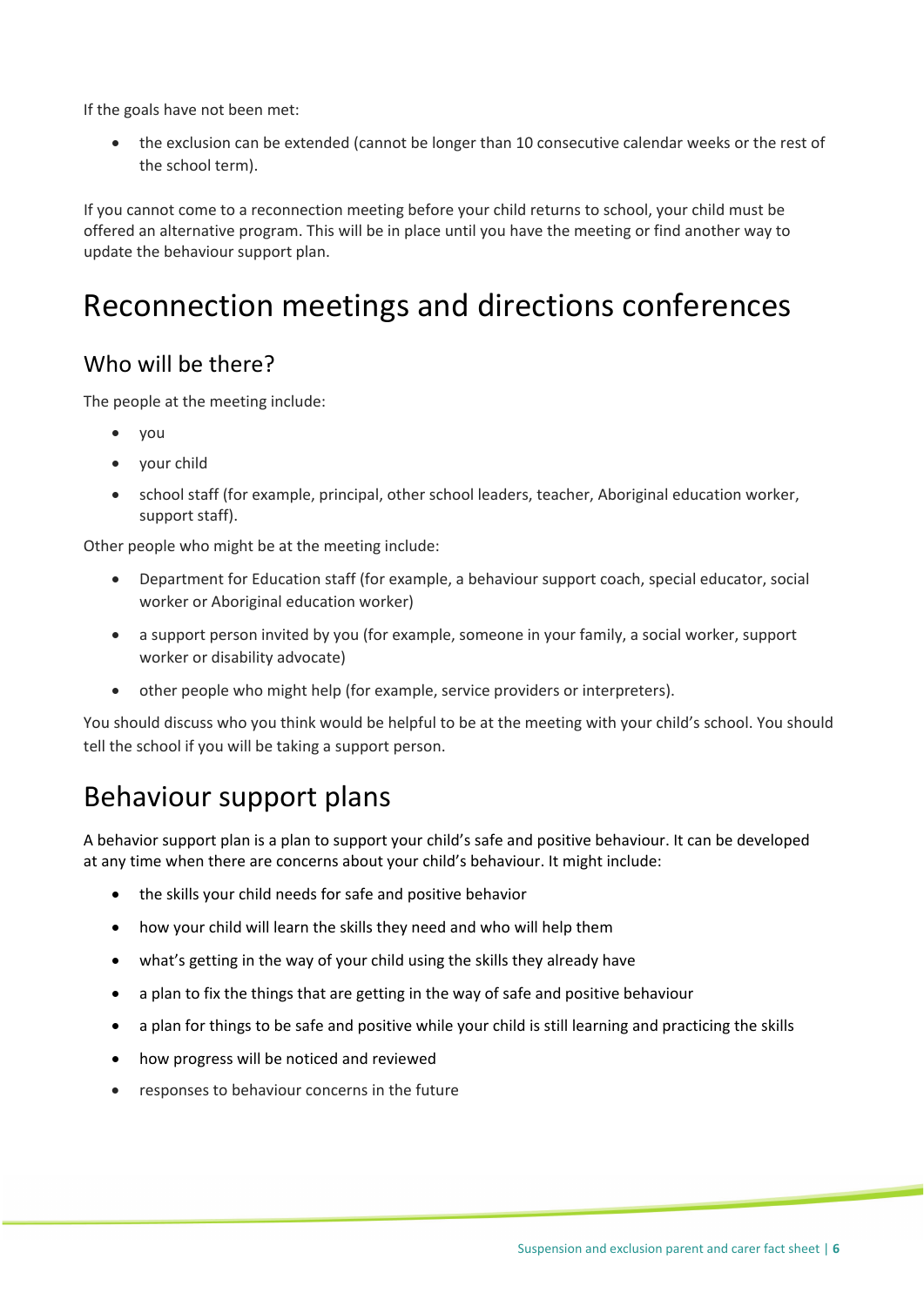If the goals have not been met:

- the exclusion can be extended (cannot be longer than 10 consecutive calendar weeks or the rest of the school term).

If you cannot come to a reconnection meeting before your child returns to school, your child must be offered an alternative program. This will be in place until you have the meeting or find another way to update the behaviour support plan.

# Reconnection meetings and directions conferences

## Who will be there?

The people at the meeting include:

- you
- your child
- school staff (for example, principal, other school leaders, teacher, Aboriginal education worker, support staff).

Other people who might be at the meeting include:

- Department for Education staff (for example, a behaviour support coach, special educator, social worker or Aboriginal education worker)
- a support person invited by you (for example, someone in your family, a social worker, support worker or disability advocate)
- other people who might help (for example, service providers or interpreters).

You should discuss who you think would be helpful to be at the meeting with your child's school. You should tell the school if you will be taking a support person.

# Behaviour support plans

A behavior support plan is a plan to support your child's safe and positive behaviour. It can be developed at any time when there are concerns about your child's behaviour. It might include:

- the skills your child needs for safe and positive behavior
- how your child will learn the skills they need and who will help them
- what's getting in the way of your child using the skills they already have
- a plan to fix the things that are getting in the way of safe and positive behaviour
- a plan for things to be safe and positive while your child is still learning and practicing the skills
- how progress will be noticed and reviewed
- responses to behaviour concerns in the future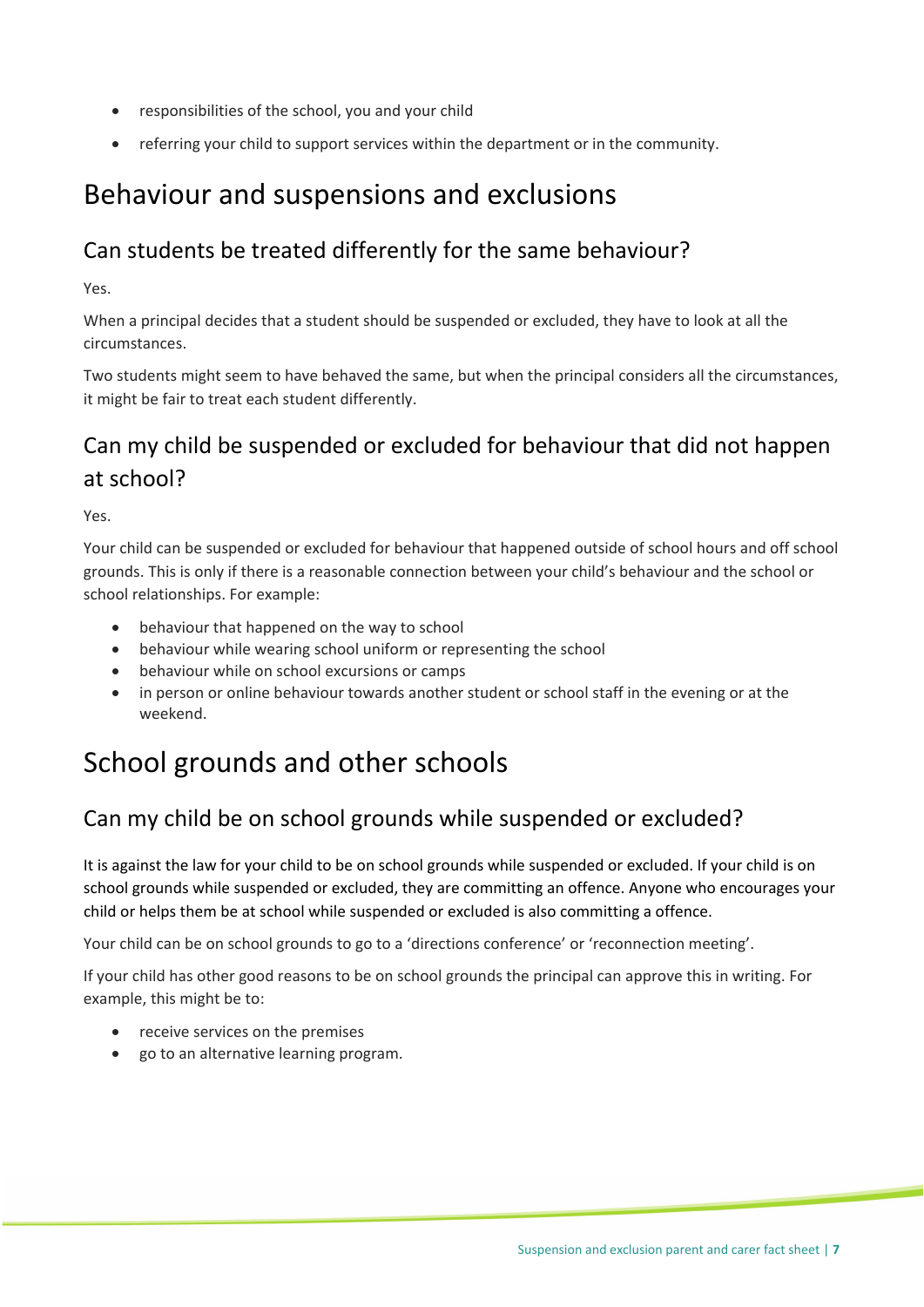- responsibilities of the school, you and your child
- referring your child to support services within the department or in the community.

# Behaviour and suspensions and exclusions

## Can students be treated differently for the same behaviour?

Yes.

When a principal decides that a student should be suspended or excluded, they have to look at all the circumstances.

Two students might seem to have behaved the same, but when the principal considers all the circumstances, it might be fair to treat each student differently.

## Can my child be suspended or excluded for behaviour that did not happen at school?

Yes.

Your child can be suspended or excluded for behaviour that happened outside of school hours and off school grounds. This is only if there is a reasonable connection between your child's behaviour and the school or school relationships. For example:

- behaviour that happened on the way to school
- behaviour while wearing school uniform or representing the school
- behaviour while on school excursions or camps
- in person or online behaviour towards another student or school staff in the evening or at the weekend.

# School grounds and other schools

## Can my child be on school grounds while suspended or excluded?

It is against the law for your child to be on school grounds while suspended or excluded. If your child is on school grounds while suspended or excluded, they are committing an offence. Anyone who encourages your child or helps them be at school while suspended or excluded is also committing a offence.

Your child can be on school grounds to go to a 'directions conference' or 'reconnection meeting'.

If your child has other good reasons to be on school grounds the principal can approve this in writing. For example, this might be to:

- receive services on the premises
- go to an alternative learning program.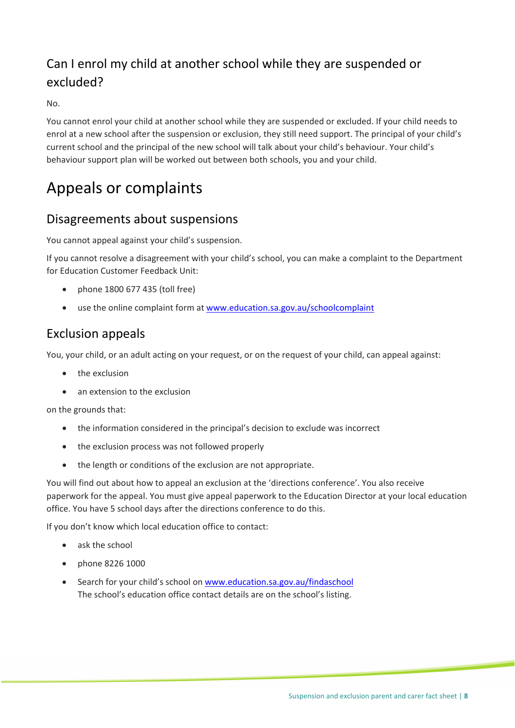## Can I enrol my child at another school while they are suspended or excluded?

No.

You cannot enrol your child at another school while they are suspended or excluded. If your child needs to enrol at a new school after the suspension or exclusion, they still need support. The principal of your child's current school and the principal of the new school will talk about your child's behaviour. Your child's behaviour support plan will be worked out between both schools, you and your child.

# Appeals or complaints

## Disagreements about suspensions

You cannot appeal against your child's suspension.

If you cannot resolve a disagreement with your child's school, you can make a complaint to the Department for Education Customer Feedback Unit:

- phone 1800 677 435 (toll free)
- use the online complaint form at [www.education.sa.gov.au/schoolcomplaint](http://www.education.sa.gov.au/schoolcomplaint)

## Exclusion appeals

You, your child, or an adult acting on your request, or on the request of your child, can appeal against:

- the exclusion
- an extension to the exclusion

on the grounds that:

- the information considered in the principal's decision to exclude was incorrect
- the exclusion process was not followed properly
- the length or conditions of the exclusion are not appropriate.

You will find out about how to appeal an exclusion at the 'directions conference'. You also receive paperwork for the appeal. You must give appeal paperwork to the Education Director at your local education office. You have 5 school days after the directions conference to do this.

If you don't know which local education office to contact:

- ask the school
- phone 8226 1000
- Search for your child's school on [www.education.sa.gov.au/findaschool](http://www.education.sa.gov.au/findaschool)
  The school's education office contact details are on the school's listing.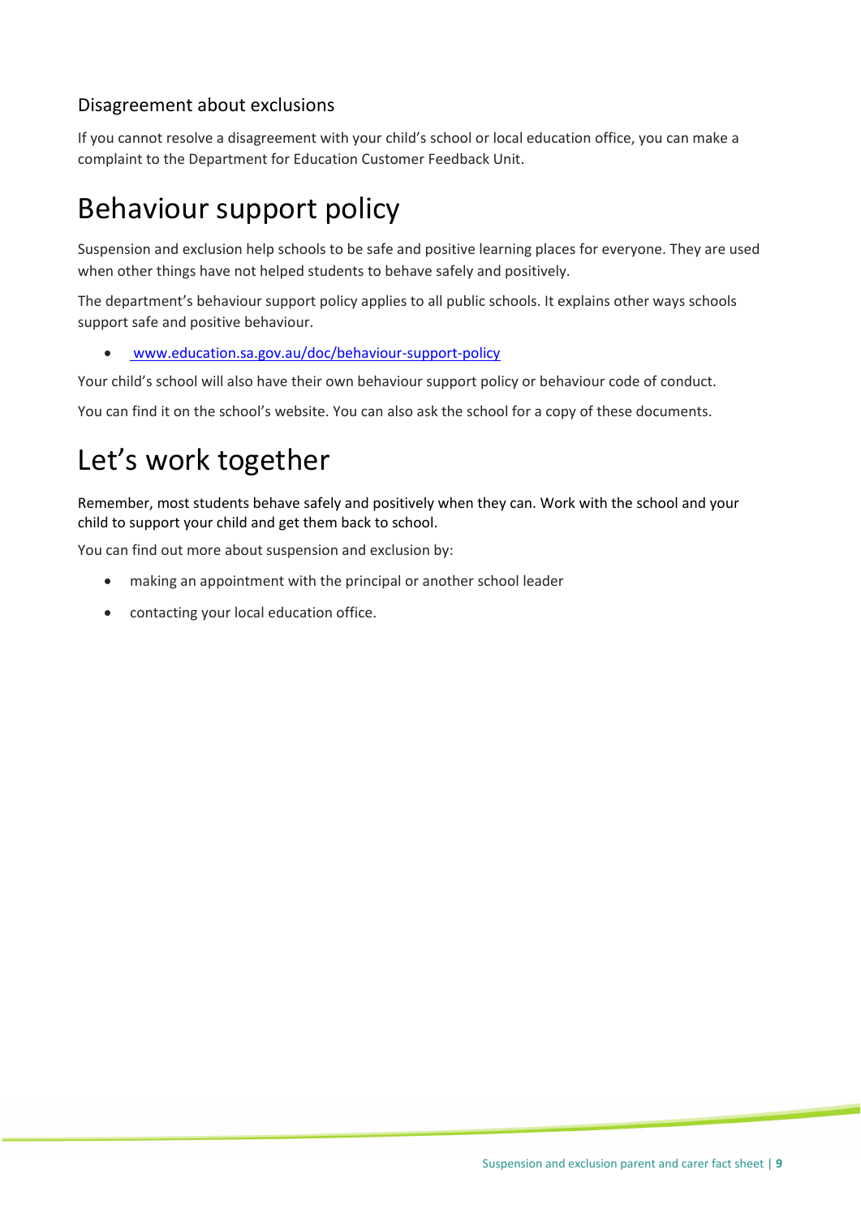### Disagreement about exclusions

If you cannot resolve a disagreement with your child's school or local education office, you can make a complaint to the Department for Education Customer Feedback Unit.

## Behaviour support policy

Suspension and exclusion help schools to be safe and positive learning places for everyone. They are used when other things have not helped students to behave safely and positively.

The department's behaviour support policy applies to all public schools. It explains other ways schools support safe and positive behaviour.

- www.education.sa.gov.au/doc/behaviour-support-policy

Your child's school will also have their own behaviour support policy or behaviour code of conduct.

You can find it on the school's website. You can also ask the school for a copy of these documents.

## Let's work together

Remember, most students behave safely and positively when they can. Work with the school and your child to support your child and get them back to school.

You can find out more about suspension and exclusion by:

- making an appointment with the principal or another school leader
- contacting your local education office.